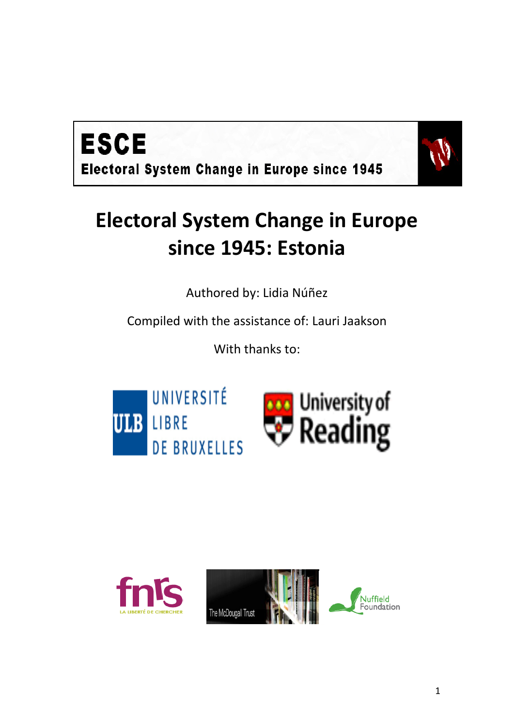# ESCE

**Electoral System Change in Europe since 1945**

# Electoral System Change in Europe since 1945: Estonia

Authored by: Lidia Núñez

Compiled with the assistance of: Lauri Jaakson

With thanks to: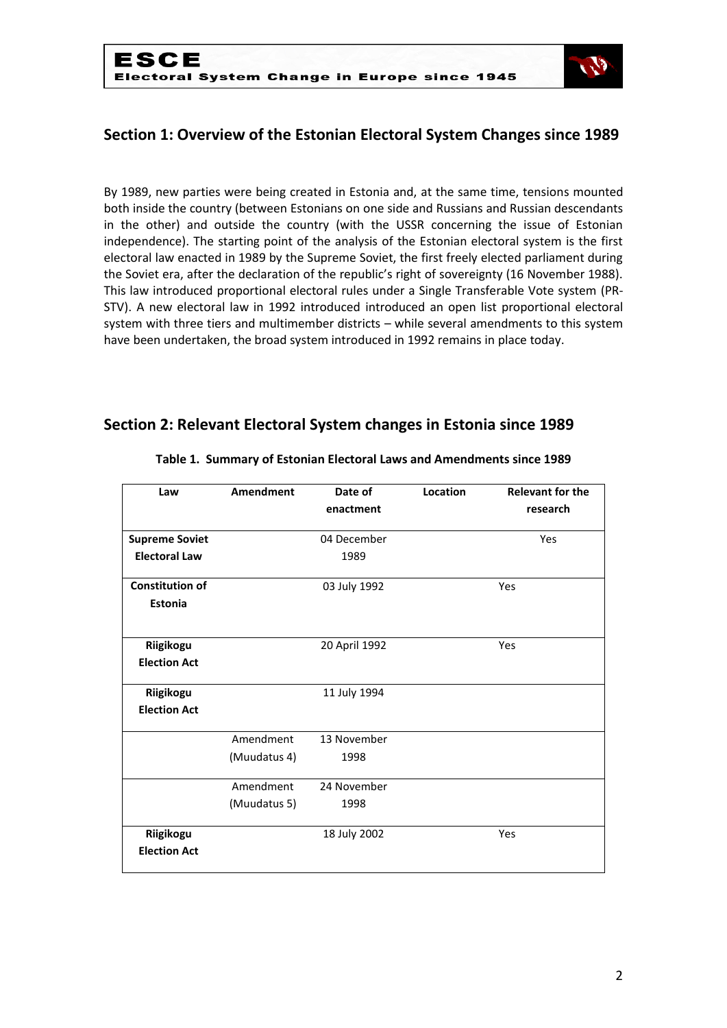## Section 1: Overview of the Estonian Electoral System Changes since 1989

By 1989, new parties were being created in Estonia and, at the same time, tensions mounted both inside the country (between Estonians on one side and Russians and Russian descendants in the other) and outside the country (with the USSR concerning the issue of Estonian independence). The starting point of the analysis of the Estonian electoral system is the first electoral law enacted in 1989 by the Supreme Soviet, the first freely elected parliament during the Soviet era, after the declaration of the republic's right of sovereignty (16 November 1988). This law introduced proportional electoral rules under a Single Transferable Vote system (PR-STV). A new electoral law in 1992 introduced introduced an open list proportional electoral system with three tiers and multimember districts – while several amendments to this system have been undertaken, the broad system introduced in 1992 remains in place today.

## Section 2: Relevant Electoral System changes in Estonia since 1989

**Table 1. Summary of Estonian Electoral Laws and Amendments since 1989**

| Law | Amendment | Date of enactment | Location | Relevant for the research |
|---|---|---|---|---|
| **Supreme Soviet Electoral Law** | | 04 December 1989 | | Yes |
| **Constitution of Estonia** | | 03 July 1992 | | Yes |
| **Riigikogu Election Act** | | 20 April 1992 | | Yes |
| **Riigikogu Election Act** | | 11 July 1994 | | |
| | Amendment (Muudatus 4) | 13 November 1998 | | |
| | Amendment (Muudatus 5) | 24 November 1998 | | |
| **Riigikogu Election Act** | | 18 July 2002 | | Yes |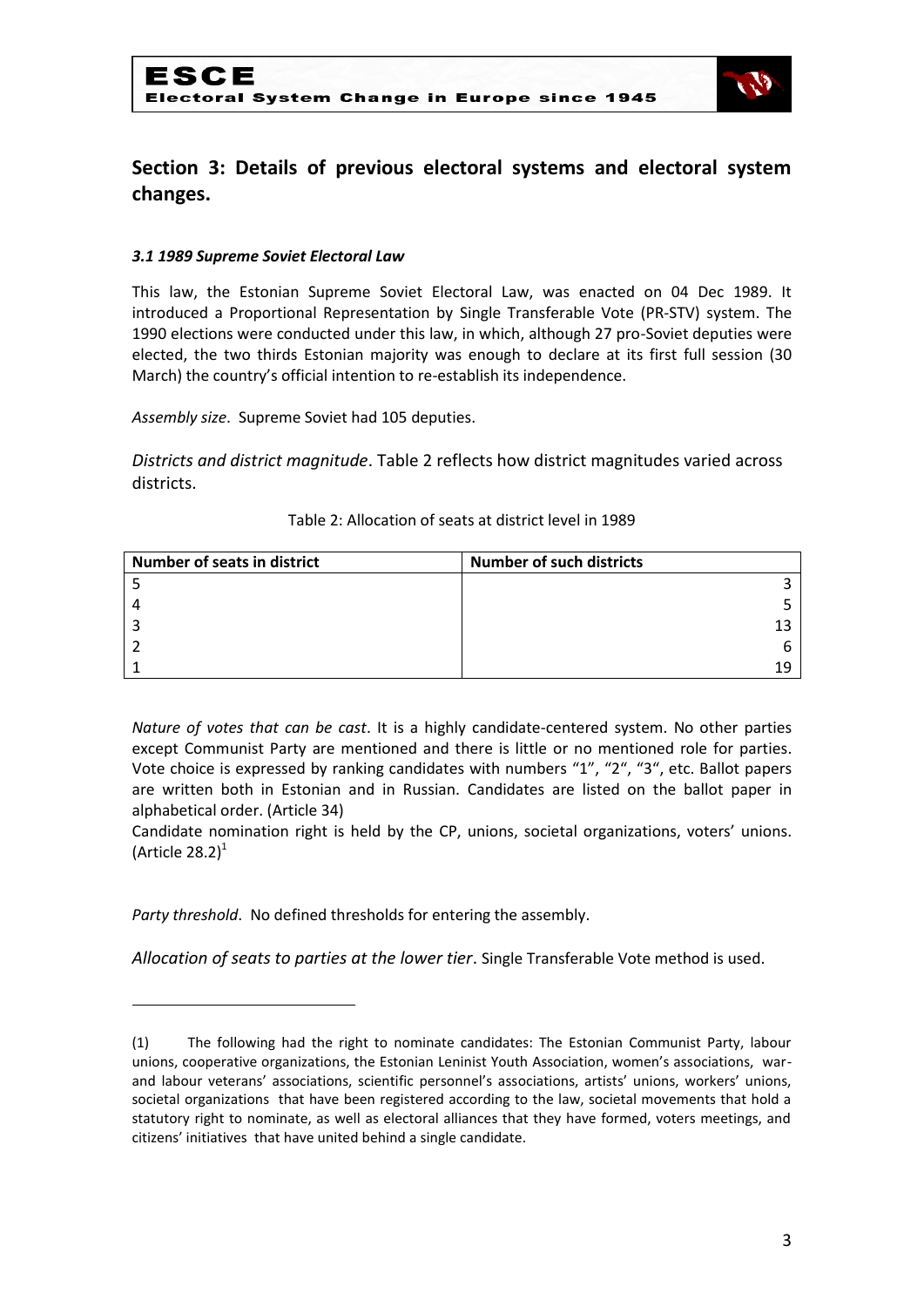## Section 3: Details of previous electoral systems and electoral system changes.

### *3.1 1989 Supreme Soviet Electoral Law*

This law, the Estonian Supreme Soviet Electoral Law, was enacted on 04 Dec 1989. It introduced a Proportional Representation by Single Transferable Vote (PR-STV) system. The 1990 elections were conducted under this law, in which, although 27 pro-Soviet deputies were elected, the two thirds Estonian majority was enough to declare at its first full session (30 March) the country's official intention to re-establish its independence.

*Assembly size*. Supreme Soviet had 105 deputies.

*Districts and district magnitude*. Table 2 reflects how district magnitudes varied across districts.

Table 2: Allocation of seats at district level in 1989

| Number of seats in district | Number of such districts |
|---|---|
| 5 | 3 |
| 4 | 5 |
| 3 | 13 |
| 2 | 6 |
| 1 | 19 |

*Nature of votes that can be cast*. It is a highly candidate-centered system. No other parties except Communist Party are mentioned and there is little or no mentioned role for parties. Vote choice is expressed by ranking candidates with numbers "1", "2", "3", etc. Ballot papers are written both in Estonian and in Russian. Candidates are listed on the ballot paper in alphabetical order. (Article 34)

Candidate nomination right is held by the CP, unions, societal organizations, voters' unions. (Article 28.2)[1]

*Party threshold*. No defined thresholds for entering the assembly.

*Allocation of seats to parties at the lower tier*. Single Transferable Vote method is used.

---

(1) The following had the right to nominate candidates: The Estonian Communist Party, labour unions, cooperative organizations, the Estonian Leninist Youth Association, women's associations, war- and labour veterans' associations, scientific personnel's associations, artists' unions, workers' unions, societal organizations that have been registered according to the law, societal movements that hold a statutory right to nominate, as well as electoral alliances that they have formed, voters meetings, and citizens' initiatives that have united behind a single candidate.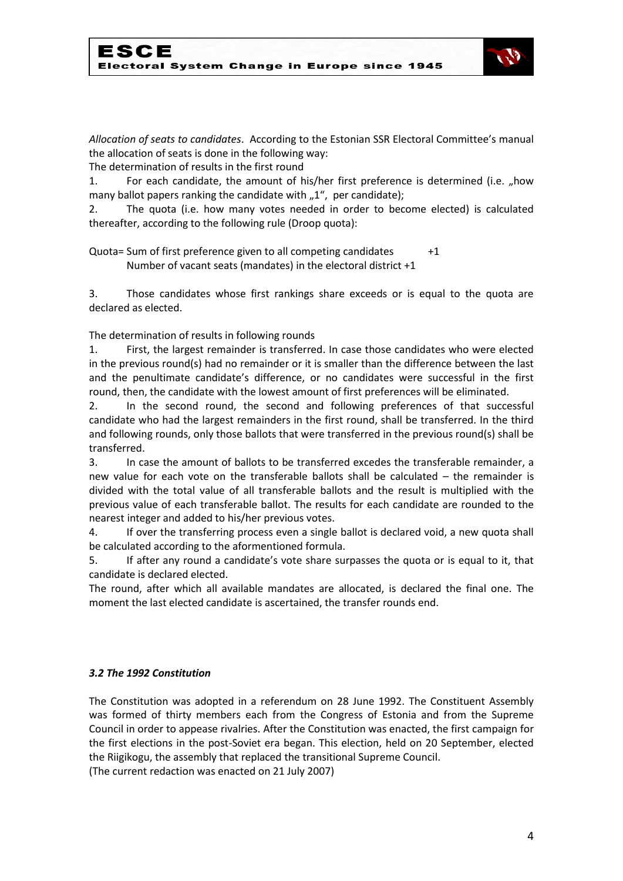*Allocation of seats to candidates*. According to the Estonian SSR Electoral Committee's manual the allocation of seats is done in the following way:

The determination of results in the first round

1. For each candidate, the amount of his/her first preference is determined (i.e. „how many ballot papers ranking the candidate with „1", per candidate);
2. The quota (i.e. how many votes needed in order to become elected) is calculated thereafter, according to the following rule (Droop quota):

$$\text{Quota} = \frac{\text{Sum of first preference given to all competing candidates}}{\text{Number of vacant seats (mandates) in the electoral district} + 1} + 1$$

3. Those candidates whose first rankings share exceeds or is equal to the quota are declared as elected.

The determination of results in following rounds

1. First, the largest remainder is transferred. In case those candidates who were elected in the previous round(s) had no remainder or it is smaller than the difference between the last and the penultimate candidate's difference, or no candidates were successful in the first round, then, the candidate with the lowest amount of first preferences will be eliminated.
2. In the second round, the second and following preferences of that successful candidate who had the largest remainders in the first round, shall be transferred. In the third and following rounds, only those ballots that were transferred in the previous round(s) shall be transferred.
3. In case the amount of ballots to be transferred excedes the transferable remainder, a new value for each vote on the transferable ballots shall be calculated – the remainder is divided with the total value of all transferable ballots and the result is multiplied with the previous value of each transferable ballot. The results for each candidate are rounded to the nearest integer and added to his/her previous votes.
4. If over the transferring process even a single ballot is declared void, a new quota shall be calculated according to the aforementioned formula.
5. If after any round a candidate's vote share surpasses the quota or is equal to it, that candidate is declared elected.

The round, after which all available mandates are allocated, is declared the final one. The moment the last elected candidate is ascertained, the transfer rounds end.

### *3.2 The 1992 Constitution*

The Constitution was adopted in a referendum on 28 June 1992. The Constituent Assembly was formed of thirty members each from the Congress of Estonia and from the Supreme Council in order to appease rivalries. After the Constitution was enacted, the first campaign for the first elections in the post-Soviet era began. This election, held on 20 September, elected the Riigikogu, the assembly that replaced the transitional Supreme Council.

(The current redaction was enacted on 21 July 2007)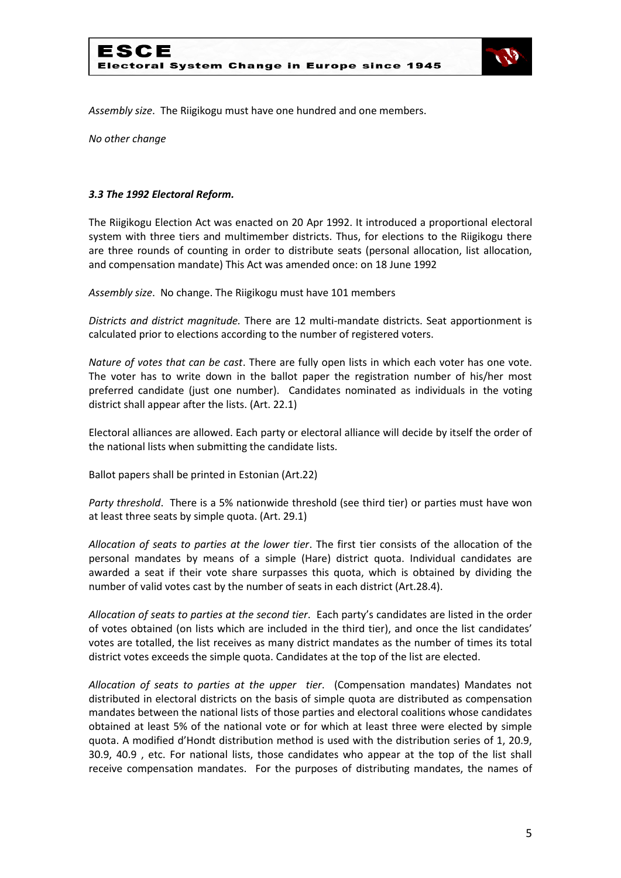*Assembly size*. The Riigikogu must have one hundred and one members.

*No other change*

### *3.3 The 1992 Electoral Reform.*

The Riigikogu Election Act was enacted on 20 Apr 1992. It introduced a proportional electoral system with three tiers and multimember districts. Thus, for elections to the Riigikogu there are three rounds of counting in order to distribute seats (personal allocation, list allocation, and compensation mandate) This Act was amended once: on 18 June 1992

*Assembly size*. No change. The Riigikogu must have 101 members

*Districts and district magnitude.* There are 12 multi-mandate districts. Seat apportionment is calculated prior to elections according to the number of registered voters.

*Nature of votes that can be cast*. There are fully open lists in which each voter has one vote. The voter has to write down in the ballot paper the registration number of his/her most preferred candidate (just one number). Candidates nominated as individuals in the voting district shall appear after the lists. (Art. 22.1)

Electoral alliances are allowed. Each party or electoral alliance will decide by itself the order of the national lists when submitting the candidate lists.

Ballot papers shall be printed in Estonian (Art.22)

*Party threshold*. There is a 5% nationwide threshold (see third tier) or parties must have won at least three seats by simple quota. (Art. 29.1)

*Allocation of seats to parties at the lower tier*. The first tier consists of the allocation of the personal mandates by means of a simple (Hare) district quota. Individual candidates are awarded a seat if their vote share surpasses this quota, which is obtained by dividing the number of valid votes cast by the number of seats in each district (Art.28.4).

*Allocation of seats to parties at the second tier*. Each party's candidates are listed in the order of votes obtained (on lists which are included in the third tier), and once the list candidates' votes are totalled, the list receives as many district mandates as the number of times its total district votes exceeds the simple quota. Candidates at the top of the list are elected.

*Allocation of seats to parties at the upper tier*. (Compensation mandates) Mandates not distributed in electoral districts on the basis of simple quota are distributed as compensation mandates between the national lists of those parties and electoral coalitions whose candidates obtained at least 5% of the national vote or for which at least three were elected by simple quota. A modified d'Hondt distribution method is used with the distribution series of 1, 20.9, 30.9, 40.9 , etc. For national lists, those candidates who appear at the top of the list shall receive compensation mandates. For the purposes of distributing mandates, the names of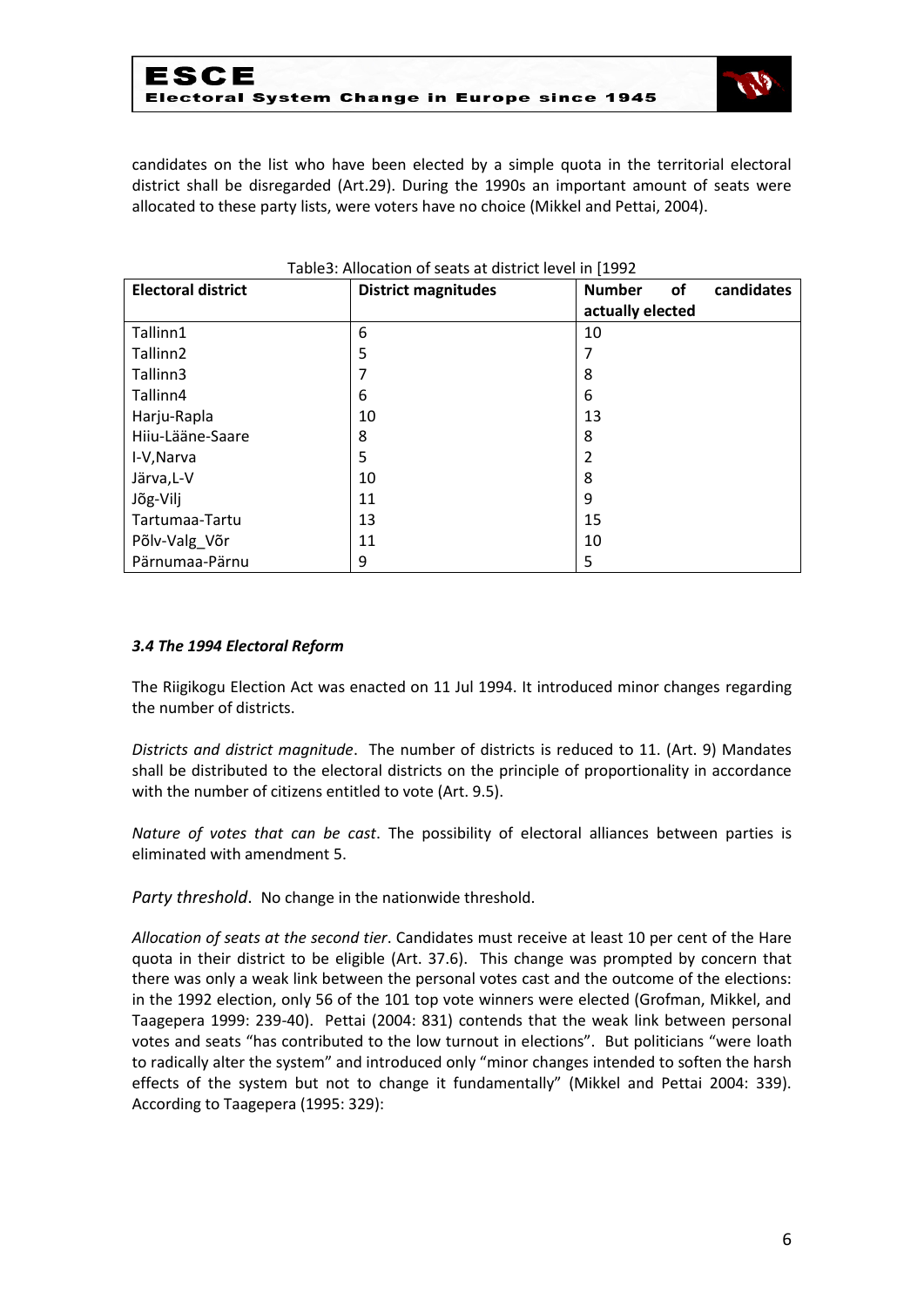candidates on the list who have been elected by a simple quota in the territorial electoral district shall be disregarded (Art.29). During the 1990s an important amount of seats were allocated to these party lists, were voters have no choice (Mikkel and Pettai, 2004).

Table3: Allocation of seats at district level in [1992

| Electoral district | District magnitudes | Number of candidates actually elected |
|---|---|---|
| Tallinn1 | 6 | 10 |
| Tallinn2 | 5 | 7 |
| Tallinn3 | 7 | 8 |
| Tallinn4 | 6 | 6 |
| Harju-Rapla | 10 | 13 |
| Hiiu-Lääne-Saare | 8 | 8 |
| I-V,Narva | 5 | 2 |
| Järva,L-V | 10 | 8 |
| Jõg-Vilj | 11 | 9 |
| Tartumaa-Tartu | 13 | 15 |
| Põlv-Valg_Võr | 11 | 10 |
| Pärnumaa-Pärnu | 9 | 5 |

### *3.4 The 1994 Electoral Reform*

The Riigikogu Election Act was enacted on 11 Jul 1994. It introduced minor changes regarding the number of districts.

*Districts and district magnitude*. The number of districts is reduced to 11. (Art. 9) Mandates shall be distributed to the electoral districts on the principle of proportionality in accordance with the number of citizens entitled to vote (Art. 9.5).

*Nature of votes that can be cast*. The possibility of electoral alliances between parties is eliminated with amendment 5.

*Party threshold*. No change in the nationwide threshold.

*Allocation of seats at the second tier*. Candidates must receive at least 10 per cent of the Hare quota in their district to be eligible (Art. 37.6). This change was prompted by concern that there was only a weak link between the personal votes cast and the outcome of the elections: in the 1992 election, only 56 of the 101 top vote winners were elected (Grofman, Mikkel, and Taagepera 1999: 239-40). Pettai (2004: 831) contends that the weak link between personal votes and seats "has contributed to the low turnout in elections". But politicians "were loath to radically alter the system" and introduced only "minor changes intended to soften the harsh effects of the system but not to change it fundamentally" (Mikkel and Pettai 2004: 339). According to Taagepera (1995: 329):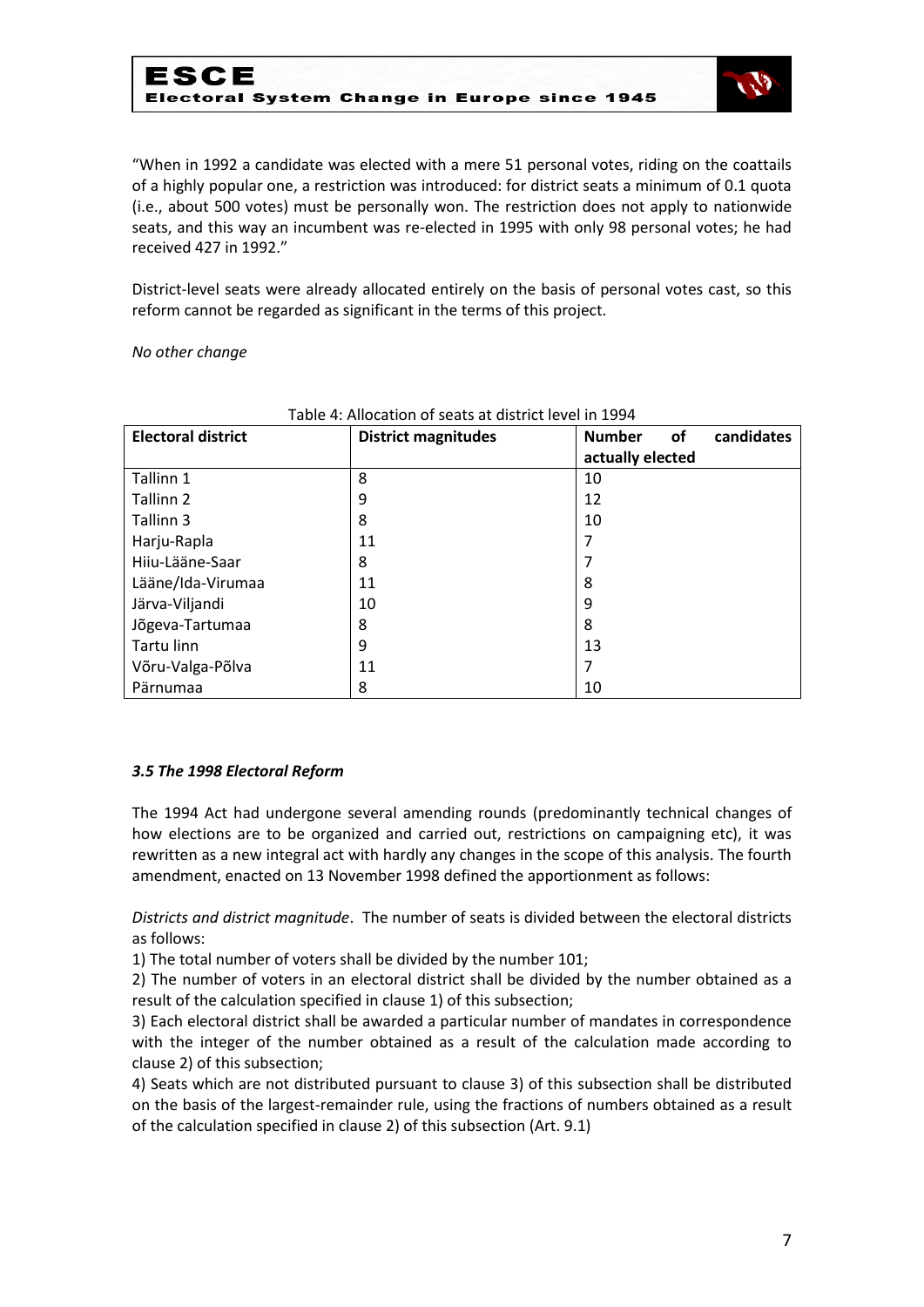"When in 1992 a candidate was elected with a mere 51 personal votes, riding on the coattails of a highly popular one, a restriction was introduced: for district seats a minimum of 0.1 quota (i.e., about 500 votes) must be personally won. The restriction does not apply to nationwide seats, and this way an incumbent was re-elected in 1995 with only 98 personal votes; he had received 427 in 1992."

District-level seats were already allocated entirely on the basis of personal votes cast, so this reform cannot be regarded as significant in the terms of this project.

*No other change*

Table 4: Allocation of seats at district level in 1994

| Electoral district | District magnitudes | Number of candidates actually elected |
|---|---|---|
| Tallinn 1 | 8 | 10 |
| Tallinn 2 | 9 | 12 |
| Tallinn 3 | 8 | 10 |
| Harju-Rapla | 11 | 7 |
| Hiiu-Lääne-Saar | 8 | 7 |
| Lääne/Ida-Virumaa | 11 | 8 |
| Järva-Viljandi | 10 | 9 |
| Jõgeva-Tartumaa | 8 | 8 |
| Tartu linn | 9 | 13 |
| Võru-Valga-Põlva | 11 | 7 |
| Pärnumaa | 8 | 10 |

### *3.5 The 1998 Electoral Reform*

The 1994 Act had undergone several amending rounds (predominantly technical changes of how elections are to be organized and carried out, restrictions on campaigning etc), it was rewritten as a new integral act with hardly any changes in the scope of this analysis. The fourth amendment, enacted on 13 November 1998 defined the apportionment as follows:

*Districts and district magnitude*. The number of seats is divided between the electoral districts as follows:

1) The total number of voters shall be divided by the number 101;

2) The number of voters in an electoral district shall be divided by the number obtained as a result of the calculation specified in clause 1) of this subsection;

3) Each electoral district shall be awarded a particular number of mandates in correspondence with the integer of the number obtained as a result of the calculation made according to clause 2) of this subsection;

4) Seats which are not distributed pursuant to clause 3) of this subsection shall be distributed on the basis of the largest-remainder rule, using the fractions of numbers obtained as a result of the calculation specified in clause 2) of this subsection (Art. 9.1)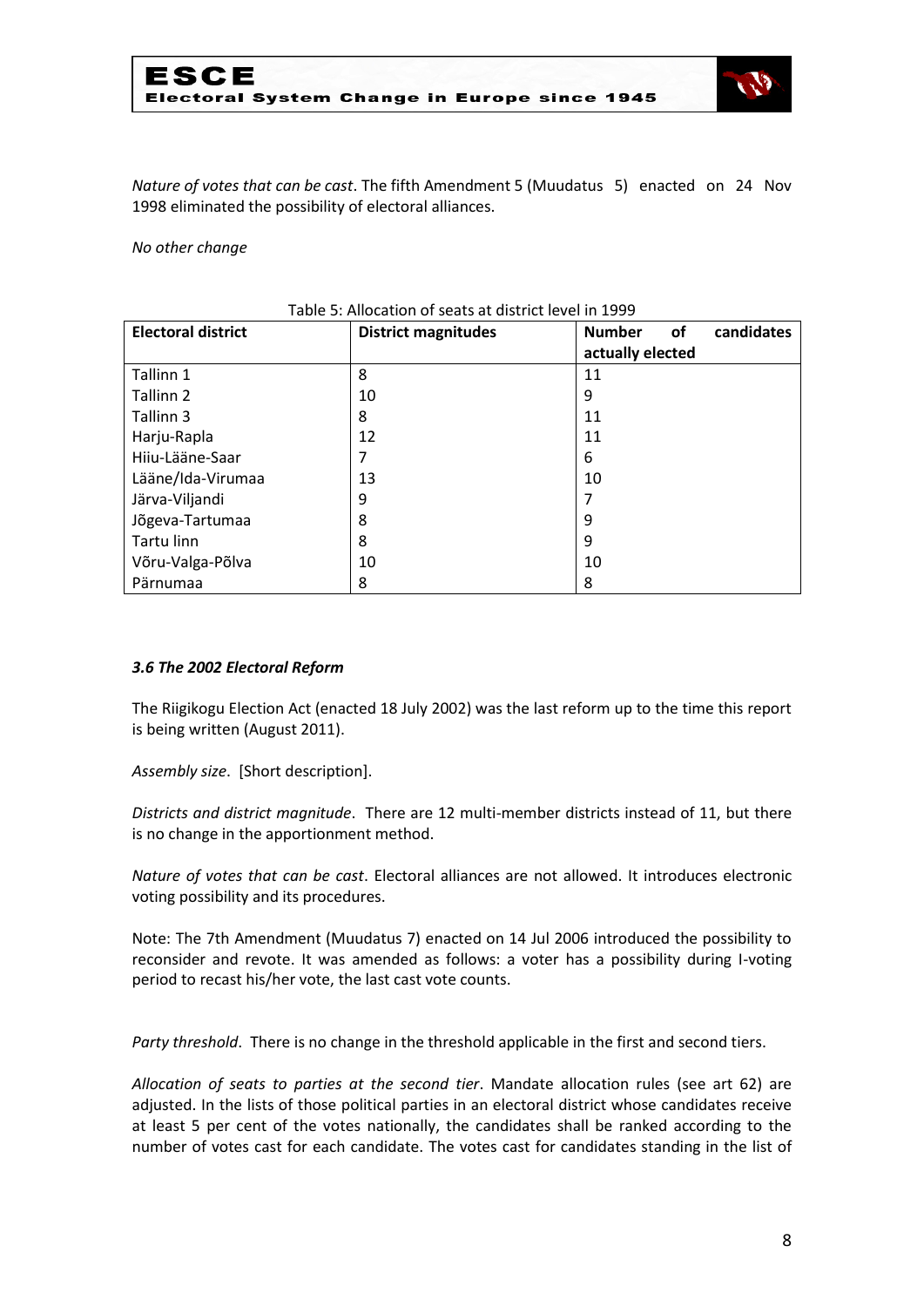*Nature of votes that can be cast*. The fifth Amendment 5 (Muudatus 5) enacted on 24 Nov 1998 eliminated the possibility of electoral alliances.

*No other change*

Table 5: Allocation of seats at district level in 1999

| Electoral district | District magnitudes | Number of candidates actually elected |
|---|---|---|
| Tallinn 1 | 8 | 11 |
| Tallinn 2 | 10 | 9 |
| Tallinn 3 | 8 | 11 |
| Harju-Rapla | 12 | 11 |
| Hiiu-Lääne-Saar | 7 | 6 |
| Lääne/Ida-Virumaa | 13 | 10 |
| Järva-Viljandi | 9 | 7 |
| Jõgeva-Tartumaa | 8 | 9 |
| Tartu linn | 8 | 9 |
| Võru-Valga-Põlva | 10 | 10 |
| Pärnumaa | 8 | 8 |

### *3.6 The 2002 Electoral Reform*

The Riigikogu Election Act (enacted 18 July 2002) was the last reform up to the time this report is being written (August 2011).

*Assembly size*. [Short description].

*Districts and district magnitude*. There are 12 multi-member districts instead of 11, but there is no change in the apportionment method.

*Nature of votes that can be cast*. Electoral alliances are not allowed. It introduces electronic voting possibility and its procedures.

Note: The 7th Amendment (Muudatus 7) enacted on 14 Jul 2006 introduced the possibility to reconsider and revote. It was amended as follows: a voter has a possibility during I-voting period to recast his/her vote, the last cast vote counts.

*Party threshold*. There is no change in the threshold applicable in the first and second tiers.

*Allocation of seats to parties at the second tier*. Mandate allocation rules (see art 62) are adjusted. In the lists of those political parties in an electoral district whose candidates receive at least 5 per cent of the votes nationally, the candidates shall be ranked according to the number of votes cast for each candidate. The votes cast for candidates standing in the list of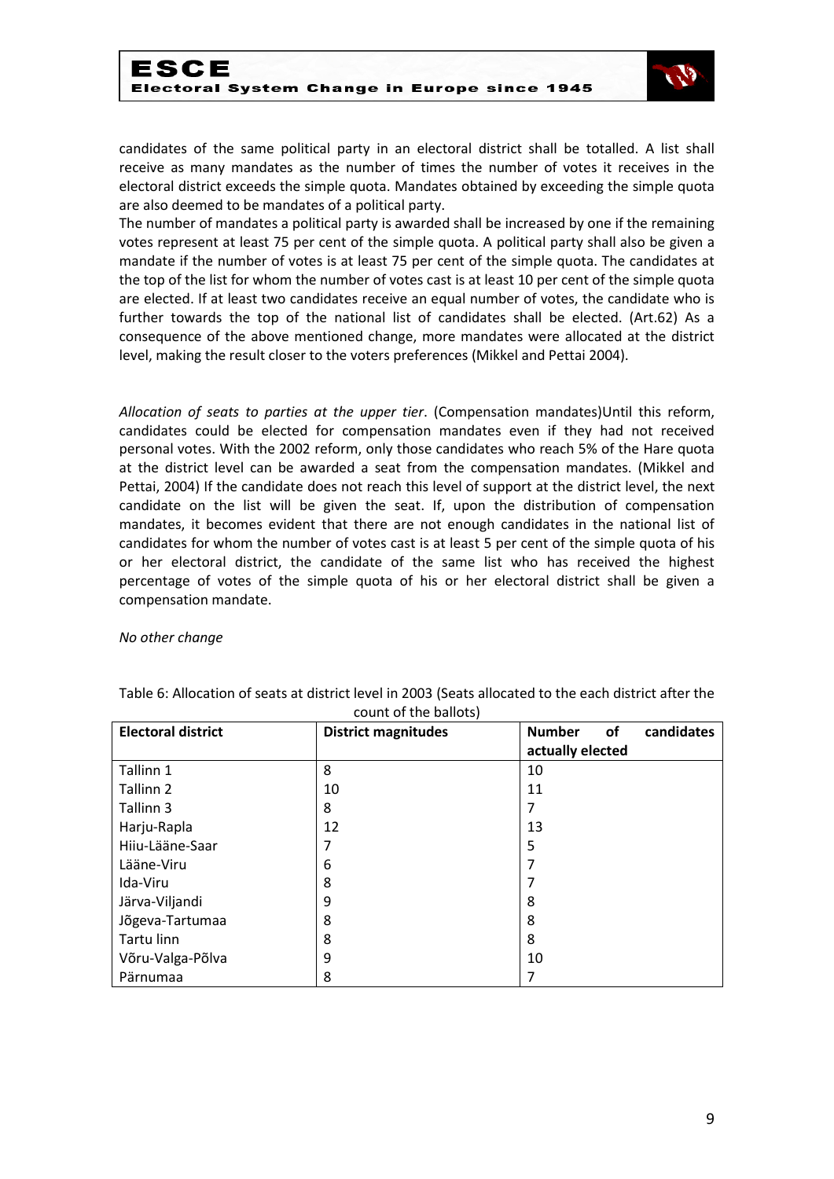candidates of the same political party in an electoral district shall be totalled. A list shall receive as many mandates as the number of times the number of votes it receives in the electoral district exceeds the simple quota. Mandates obtained by exceeding the simple quota are also deemed to be mandates of a political party.
The number of mandates a political party is awarded shall be increased by one if the remaining votes represent at least 75 per cent of the simple quota. A political party shall also be given a mandate if the number of votes is at least 75 per cent of the simple quota. The candidates at the top of the list for whom the number of votes cast is at least 10 per cent of the simple quota are elected. If at least two candidates receive an equal number of votes, the candidate who is further towards the top of the national list of candidates shall be elected. (Art.62) As a consequence of the above mentioned change, more mandates were allocated at the district level, making the result closer to the voters preferences (Mikkel and Pettai 2004).

*Allocation of seats to parties at the upper tier*. (Compensation mandates)Until this reform, candidates could be elected for compensation mandates even if they had not received personal votes. With the 2002 reform, only those candidates who reach 5% of the Hare quota at the district level can be awarded a seat from the compensation mandates. (Mikkel and Pettai, 2004) If the candidate does not reach this level of support at the district level, the next candidate on the list will be given the seat. If, upon the distribution of compensation mandates, it becomes evident that there are not enough candidates in the national list of candidates for whom the number of votes cast is at least 5 per cent of the simple quota of his or her electoral district, the candidate of the same list who has received the highest percentage of votes of the simple quota of his or her electoral district shall be given a compensation mandate.

*No other change*

Table 6: Allocation of seats at district level in 2003 (Seats allocated to the each district after the count of the ballots)

| Electoral district | District magnitudes | Number of candidates actually elected |
|---|---|---|
| Tallinn 1 | 8 | 10 |
| Tallinn 2 | 10 | 11 |
| Tallinn 3 | 8 | 7 |
| Harju-Rapla | 12 | 13 |
| Hiiu-Lääne-Saar | 7 | 5 |
| Lääne-Viru | 6 | 7 |
| Ida-Viru | 8 | 7 |
| Järva-Viljandi | 9 | 8 |
| Jõgeva-Tartumaa | 8 | 8 |
| Tartu linn | 8 | 8 |
| Võru-Valga-Põlva | 9 | 10 |
| Pärnumaa | 8 | 7 |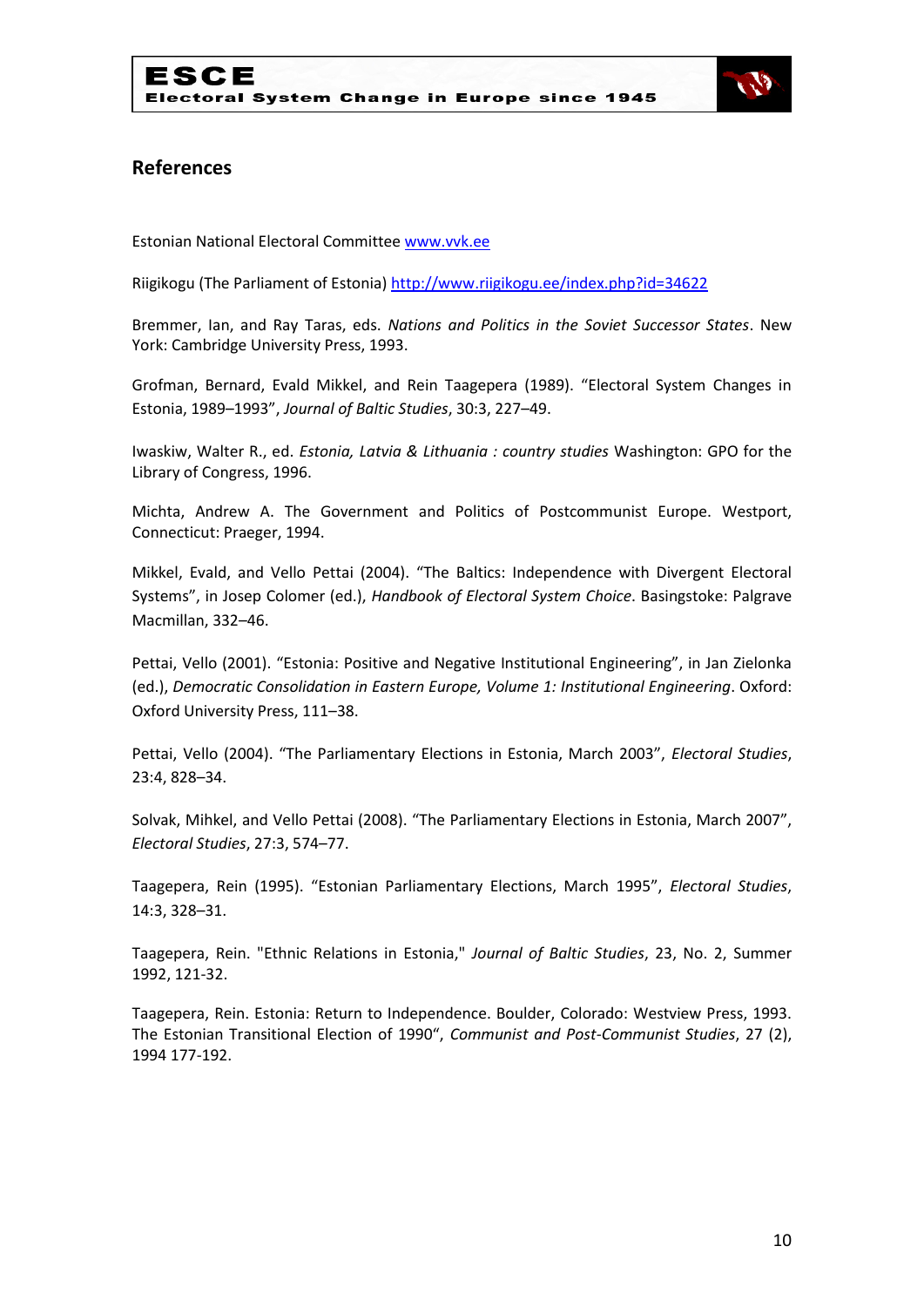## References

Estonian National Electoral Committee [www.vvk.ee](www.vvk.ee)

Riigikogu (The Parliament of Estonia) [http://www.riigikogu.ee/index.php?id=34622](http://www.riigikogu.ee/index.php?id=34622)

Bremmer, Ian, and Ray Taras, eds. *Nations and Politics in the Soviet Successor States*. New York: Cambridge University Press, 1993.

Grofman, Bernard, Evald Mikkel, and Rein Taagepera (1989). "Electoral System Changes in Estonia, 1989–1993", *Journal of Baltic Studies*, 30:3, 227–49.

Iwaskiw, Walter R., ed. *Estonia, Latvia & Lithuania : country studies* Washington: GPO for the Library of Congress, 1996.

Michta, Andrew A. The Government and Politics of Postcommunist Europe. Westport, Connecticut: Praeger, 1994.

Mikkel, Evald, and Vello Pettai (2004). "The Baltics: Independence with Divergent Electoral Systems", in Josep Colomer (ed.), *Handbook of Electoral System Choice*. Basingstoke: Palgrave Macmillan, 332–46.

Pettai, Vello (2001). "Estonia: Positive and Negative Institutional Engineering", in Jan Zielonka (ed.), *Democratic Consolidation in Eastern Europe, Volume 1: Institutional Engineering*. Oxford: Oxford University Press, 111–38.

Pettai, Vello (2004). "The Parliamentary Elections in Estonia, March 2003", *Electoral Studies*, 23:4, 828–34.

Solvak, Mihkel, and Vello Pettai (2008). "The Parliamentary Elections in Estonia, March 2007", *Electoral Studies*, 27:3, 574–77.

Taagepera, Rein (1995). "Estonian Parliamentary Elections, March 1995", *Electoral Studies*, 14:3, 328–31.

Taagepera, Rein. "Ethnic Relations in Estonia," *Journal of Baltic Studies*, 23, No. 2, Summer 1992, 121-32.

Taagepera, Rein. Estonia: Return to Independence. Boulder, Colorado: Westview Press, 1993. The Estonian Transitional Election of 1990", *Communist and Post-Communist Studies*, 27 (2), 1994 177-192.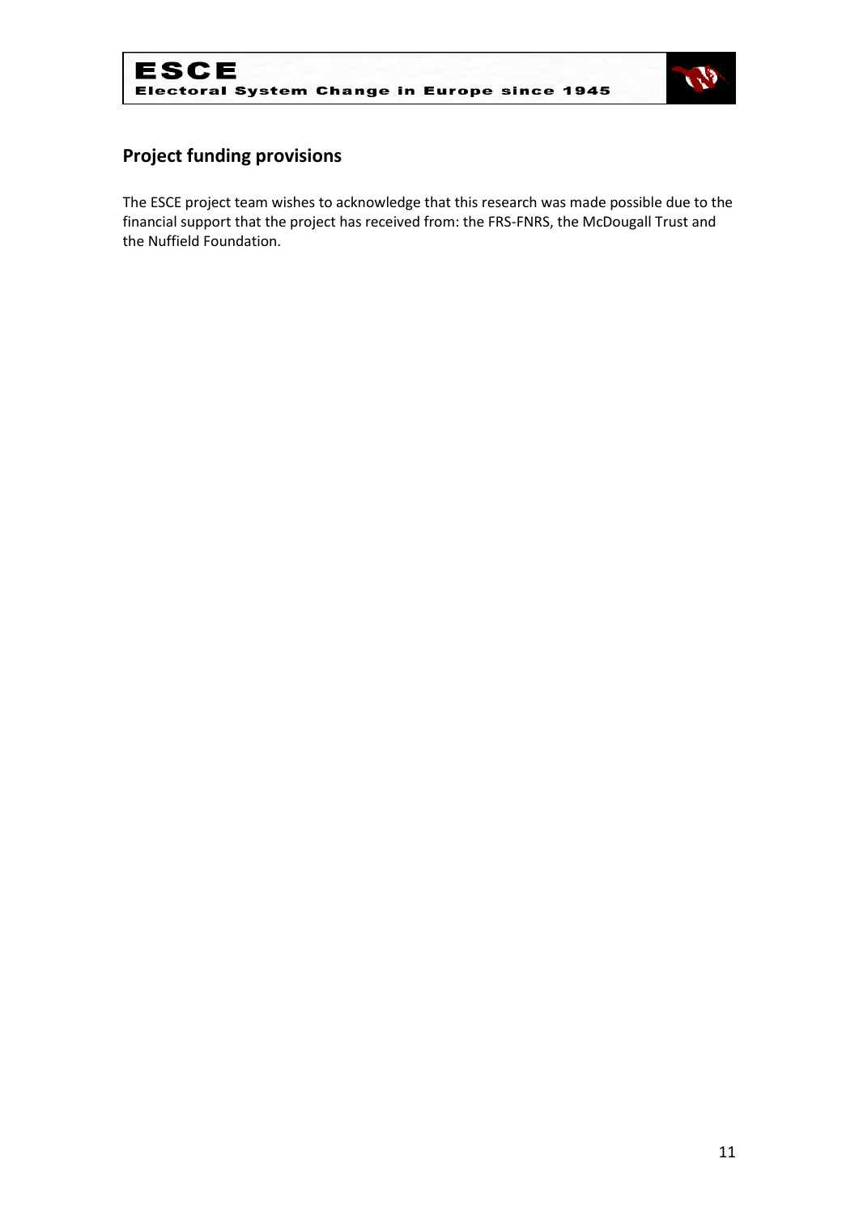## Project funding provisions

The ESCE project team wishes to acknowledge that this research was made possible due to the financial support that the project has received from: the FRS-FNRS, the McDougall Trust and the Nuffield Foundation.